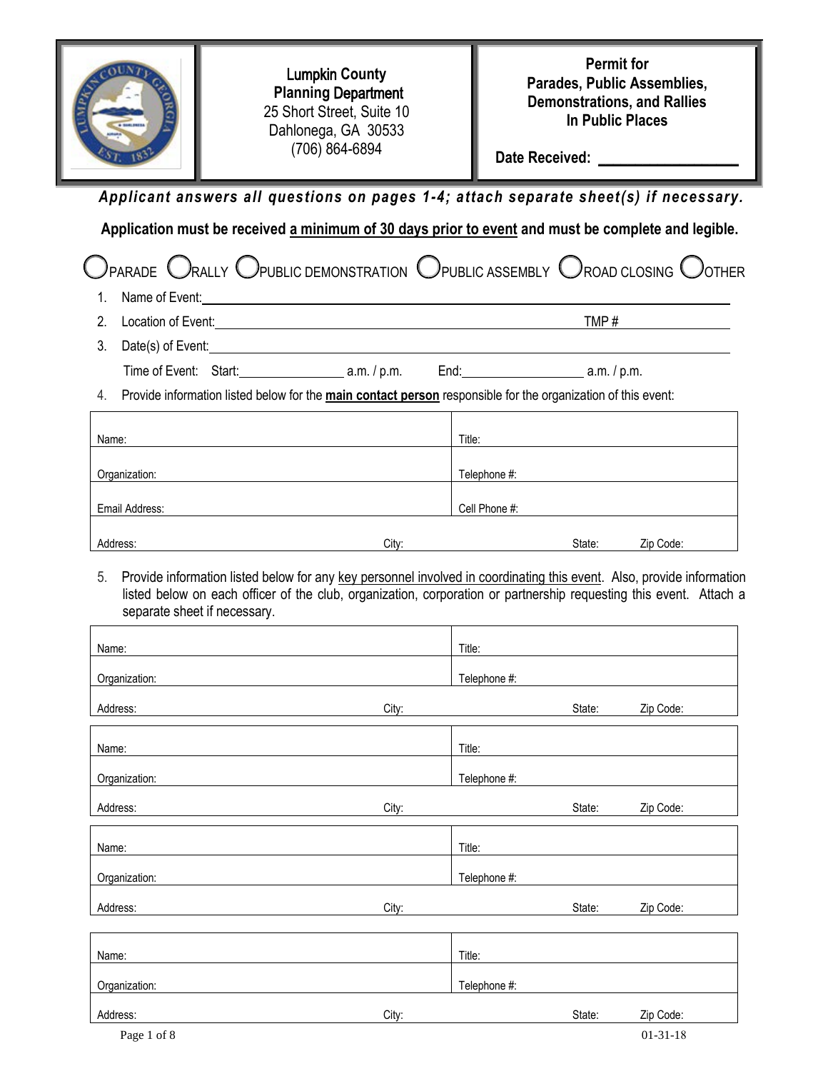| Lumpkin County Planning Department 25 Short Street, Suite 10 Dahlonega, GA 30533 (706) 864-6894 | **Permit for Parades, Public Assemblies, Demonstrations, and Rallies In Public Places** **Date Received:** ________________ |
|---|---|

***Applicant answers all questions on pages 1-4; attach separate sheet(s) if necessary.***

**Application must be received <u>a minimum of 30 days prior to event</u> and must be complete and legible.**

○ PARADE ○ RALLY ○ PUBLIC DEMONSTRATION ○ PUBLIC ASSEMBLY ○ ROAD CLOSING ○ OTHER

1. Name of Event: ________________________________________________
2. Location of Event: ______________________________________ TMP # ____________
3. Date(s) of Event: ________________________________________________

   Time of Event: Start: ____________ a.m. / p.m. End: ____________ a.m. / p.m.

4. Provide information listed below for the **<u>main contact person</u>** responsible for the organization of this event:

| | | | |
|---|---|---|---|
| Name: | | Title: | |
| Organization: | | Telephone #: | |
| Email Address: | | Cell Phone #: | |
| Address: | City: | State: | Zip Code: |

5. Provide information listed below for any <u>key personnel involved in coordinating this event</u>. Also, provide information listed below on each officer of the club, organization, corporation or partnership requesting this event. Attach a separate sheet if necessary.

| | | | |
|---|---|---|---|
| Name: | | Title: | |
| Organization: | | Telephone #: | |
| Address: | City: | State: | Zip Code: |

| | | | |
|---|---|---|---|
| Name: | | Title: | |
| Organization: | | Telephone #: | |
| Address: | City: | State: | Zip Code: |

| | | | |
|---|---|---|---|
| Name: | | Title: | |
| Organization: | | Telephone #: | |
| Address: | City: | State: | Zip Code: |

| | | | |
|---|---|---|---|
| Name: | | Title: | |
| Organization: | | Telephone #: | |
| Address: | City: | State: | Zip Code: |

01-31-18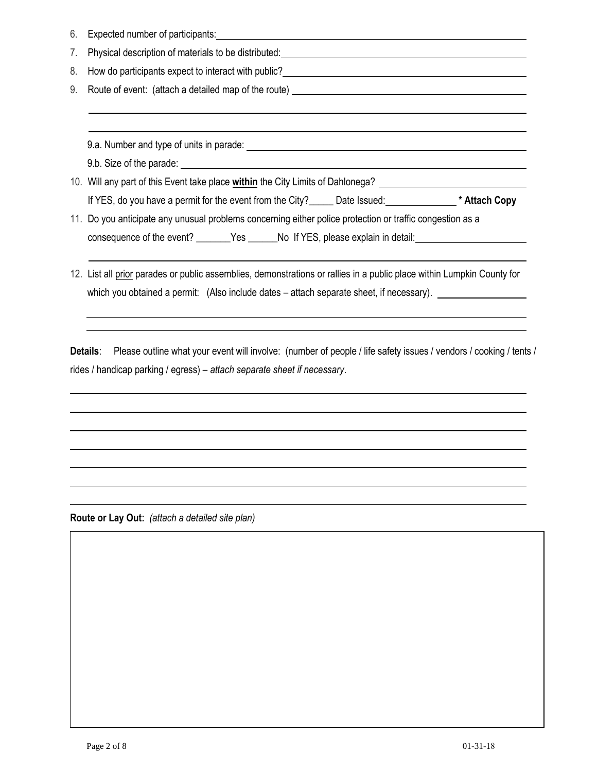6. Expected number of participants: \_\_\_\_\_\_\_\_\_\_\_\_\_\_\_\_\_\_\_\_\_\_\_\_\_\_\_\_\_\_\_\_\_\_\_\_\_\_\_\_
7. Physical description of materials to be distributed: \_\_\_\_\_\_\_\_\_\_\_\_\_\_\_\_\_\_\_\_\_\_\_\_\_\_\_\_\_\_\_\_\_\_\_\_\_\_\_\_
8. How do participants expect to interact with public? \_\_\_\_\_\_\_\_\_\_\_\_\_\_\_\_\_\_\_\_\_\_\_\_\_\_\_\_\_\_\_\_\_\_\_\_\_\_\_\_
9. Route of event: (attach a detailed map of the route) \_\_\_\_\_\_\_\_\_\_\_\_\_\_\_\_\_\_\_\_\_\_\_\_\_\_\_\_\_\_\_\_\_\_\_\_\_\_\_\_

   \_\_\_\_\_\_\_\_\_\_\_\_\_\_\_\_\_\_\_\_\_\_\_\_\_\_\_\_\_\_\_\_\_\_\_\_\_\_\_\_\_\_\_\_\_\_\_\_\_\_\_\_\_\_\_\_\_\_\_\_\_\_\_\_\_\_\_\_\_\_\_\_\_\_\_\_\_\_

   \_\_\_\_\_\_\_\_\_\_\_\_\_\_\_\_\_\_\_\_\_\_\_\_\_\_\_\_\_\_\_\_\_\_\_\_\_\_\_\_\_\_\_\_\_\_\_\_\_\_\_\_\_\_\_\_\_\_\_\_\_\_\_\_\_\_\_\_\_\_\_\_\_\_\_\_\_\_

   9.a. Number and type of units in parade: \_\_\_\_\_\_\_\_\_\_\_\_\_\_\_\_\_\_\_\_\_\_\_\_\_\_\_\_\_\_\_\_\_\_\_\_\_\_\_\_

   9.b. Size of the parade: \_\_\_\_\_\_\_\_\_\_\_\_\_\_\_\_\_\_\_\_\_\_\_\_\_\_\_\_\_\_\_\_\_\_\_\_\_\_\_\_
10. Will any part of this Event take place **within** the City Limits of Dahlonega? \_\_\_\_\_\_\_\_\_\_\_\_\_\_\_\_\_\_\_\_

    If YES, do you have a permit for the event from the City?\_\_\_\_\_ Date Issued:\_\_\_\_\_\_\_\_\_\_\_\_\_\_ **\* Attach Copy**
11. Do you anticipate any unusual problems concerning either police protection or traffic congestion as a consequence of the event? \_\_\_\_\_\_\_Yes \_\_\_\_\_\_No If YES, please explain in detail: \_\_\_\_\_\_\_\_\_\_\_\_\_\_\_\_\_\_\_\_

    \_\_\_\_\_\_\_\_\_\_\_\_\_\_\_\_\_\_\_\_\_\_\_\_\_\_\_\_\_\_\_\_\_\_\_\_\_\_\_\_\_\_\_\_\_\_\_\_\_\_\_\_\_\_\_\_\_\_\_\_\_\_\_\_\_\_\_\_\_\_\_\_\_\_\_\_\_\_
12. List all prior parades or public assemblies, demonstrations or rallies in a public place within Lumpkin County for which you obtained a permit: (Also include dates – attach separate sheet, if necessary). \_\_\_\_\_\_\_\_\_\_\_\_\_\_\_\_\_\_\_\_

    \_\_\_\_\_\_\_\_\_\_\_\_\_\_\_\_\_\_\_\_\_\_\_\_\_\_\_\_\_\_\_\_\_\_\_\_\_\_\_\_\_\_\_\_\_\_\_\_\_\_\_\_\_\_\_\_\_\_\_\_\_\_\_\_\_\_\_\_\_\_\_\_\_\_\_\_\_\_

    \_\_\_\_\_\_\_\_\_\_\_\_\_\_\_\_\_\_\_\_\_\_\_\_\_\_\_\_\_\_\_\_\_\_\_\_\_\_\_\_\_\_\_\_\_\_\_\_\_\_\_\_\_\_\_\_\_\_\_\_\_\_\_\_\_\_\_\_\_\_\_\_\_\_\_\_\_\_

**Details**: Please outline what your event will involve: (number of people / life safety issues / vendors / cooking / tents / rides / handicap parking / egress) – *attach separate sheet if necessary*.

\_\_\_\_\_\_\_\_\_\_\_\_\_\_\_\_\_\_\_\_\_\_\_\_\_\_\_\_\_\_\_\_\_\_\_\_\_\_\_\_\_\_\_\_\_\_\_\_\_\_\_\_\_\_\_\_\_\_\_\_\_\_\_\_\_\_\_\_\_\_\_\_\_\_\_\_\_\_

\_\_\_\_\_\_\_\_\_\_\_\_\_\_\_\_\_\_\_\_\_\_\_\_\_\_\_\_\_\_\_\_\_\_\_\_\_\_\_\_\_\_\_\_\_\_\_\_\_\_\_\_\_\_\_\_\_\_\_\_\_\_\_\_\_\_\_\_\_\_\_\_\_\_\_\_\_\_

\_\_\_\_\_\_\_\_\_\_\_\_\_\_\_\_\_\_\_\_\_\_\_\_\_\_\_\_\_\_\_\_\_\_\_\_\_\_\_\_\_\_\_\_\_\_\_\_\_\_\_\_\_\_\_\_\_\_\_\_\_\_\_\_\_\_\_\_\_\_\_\_\_\_\_\_\_\_

\_\_\_\_\_\_\_\_\_\_\_\_\_\_\_\_\_\_\_\_\_\_\_\_\_\_\_\_\_\_\_\_\_\_\_\_\_\_\_\_\_\_\_\_\_\_\_\_\_\_\_\_\_\_\_\_\_\_\_\_\_\_\_\_\_\_\_\_\_\_\_\_\_\_\_\_\_\_

\_\_\_\_\_\_\_\_\_\_\_\_\_\_\_\_\_\_\_\_\_\_\_\_\_\_\_\_\_\_\_\_\_\_\_\_\_\_\_\_\_\_\_\_\_\_\_\_\_\_\_\_\_\_\_\_\_\_\_\_\_\_\_\_\_\_\_\_\_\_\_\_\_\_\_\_\_\_

\_\_\_\_\_\_\_\_\_\_\_\_\_\_\_\_\_\_\_\_\_\_\_\_\_\_\_\_\_\_\_\_\_\_\_\_\_\_\_\_\_\_\_\_\_\_\_\_\_\_\_\_\_\_\_\_\_\_\_\_\_\_\_\_\_\_\_\_\_\_\_\_\_\_\_\_\_\_

\_\_\_\_\_\_\_\_\_\_\_\_\_\_\_\_\_\_\_\_\_\_\_\_\_\_\_\_\_\_\_\_\_\_\_\_\_\_\_\_\_\_\_\_\_\_\_\_\_\_\_\_\_\_\_\_\_\_\_\_\_\_\_\_\_\_\_\_\_\_\_\_\_\_\_\_\_\_

**Route or Lay Out:** *(attach a detailed site plan)*

01-31-18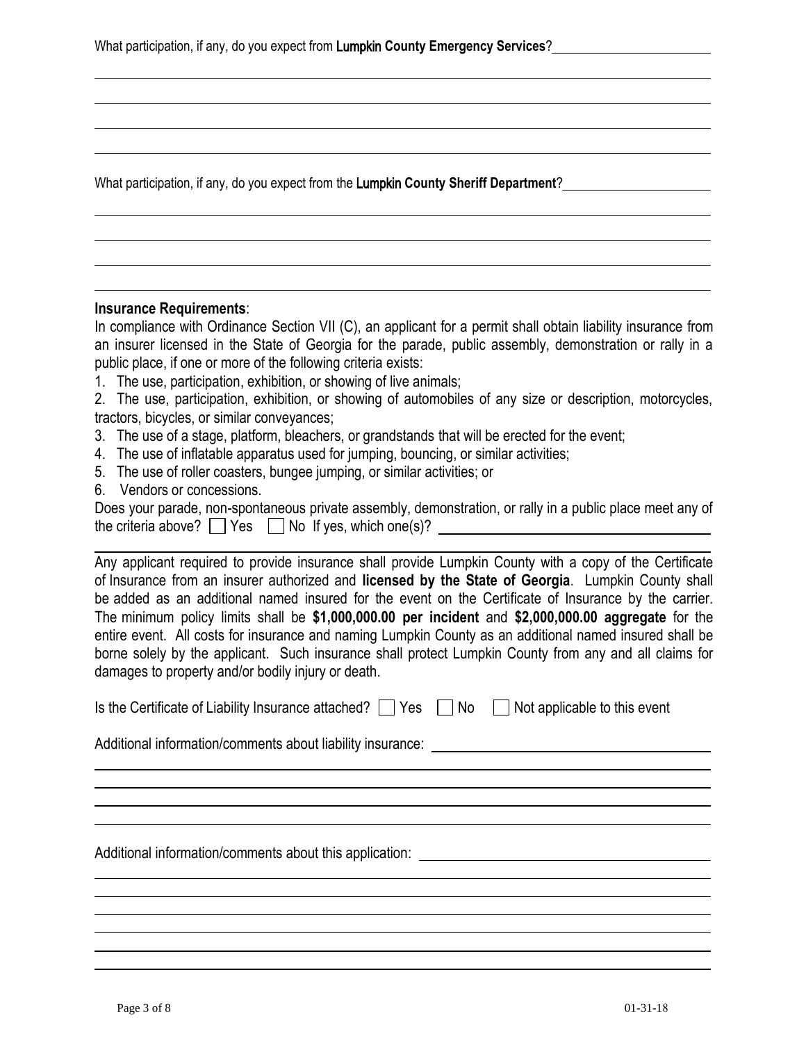What participation, if any, do you expect from **Lumpkin County Emergency Services**?

What participation, if any, do you expect from the **Lumpkin County Sheriff Department**?

**Insurance Requirements**:

In compliance with Ordinance Section VII (C), an applicant for a permit shall obtain liability insurance from an insurer licensed in the State of Georgia for the parade, public assembly, demonstration or rally in a public place, if one or more of the following criteria exists:

1. The use, participation, exhibition, or showing of live animals;
2. The use, participation, exhibition, or showing of automobiles of any size or description, motorcycles, tractors, bicycles, or similar conveyances;
3. The use of a stage, platform, bleachers, or grandstands that will be erected for the event;
4. The use of inflatable apparatus used for jumping, bouncing, or similar activities;
5. The use of roller coasters, bungee jumping, or similar activities; or
6. Vendors or concessions.

Does your parade, non-spontaneous private assembly, demonstration, or rally in a public place meet any of the criteria above? ☐ Yes ☐ No If yes, which one(s)?

Any applicant required to provide insurance shall provide Lumpkin County with a copy of the Certificate of Insurance from an insurer authorized and **licensed by the State of Georgia**. Lumpkin County shall be added as an additional named insured for the event on the Certificate of Insurance by the carrier. The minimum policy limits shall be **$1,000,000.00 per incident** and **$2,000,000.00 aggregate** for the entire event. All costs for insurance and naming Lumpkin County as an additional named insured shall be borne solely by the applicant. Such insurance shall protect Lumpkin County from any and all claims for damages to property and/or bodily injury or death.

Is the Certificate of Liability Insurance attached? ☐ Yes ☐ No ☐ Not applicable to this event

Additional information/comments about liability insurance:

Additional information/comments about this application: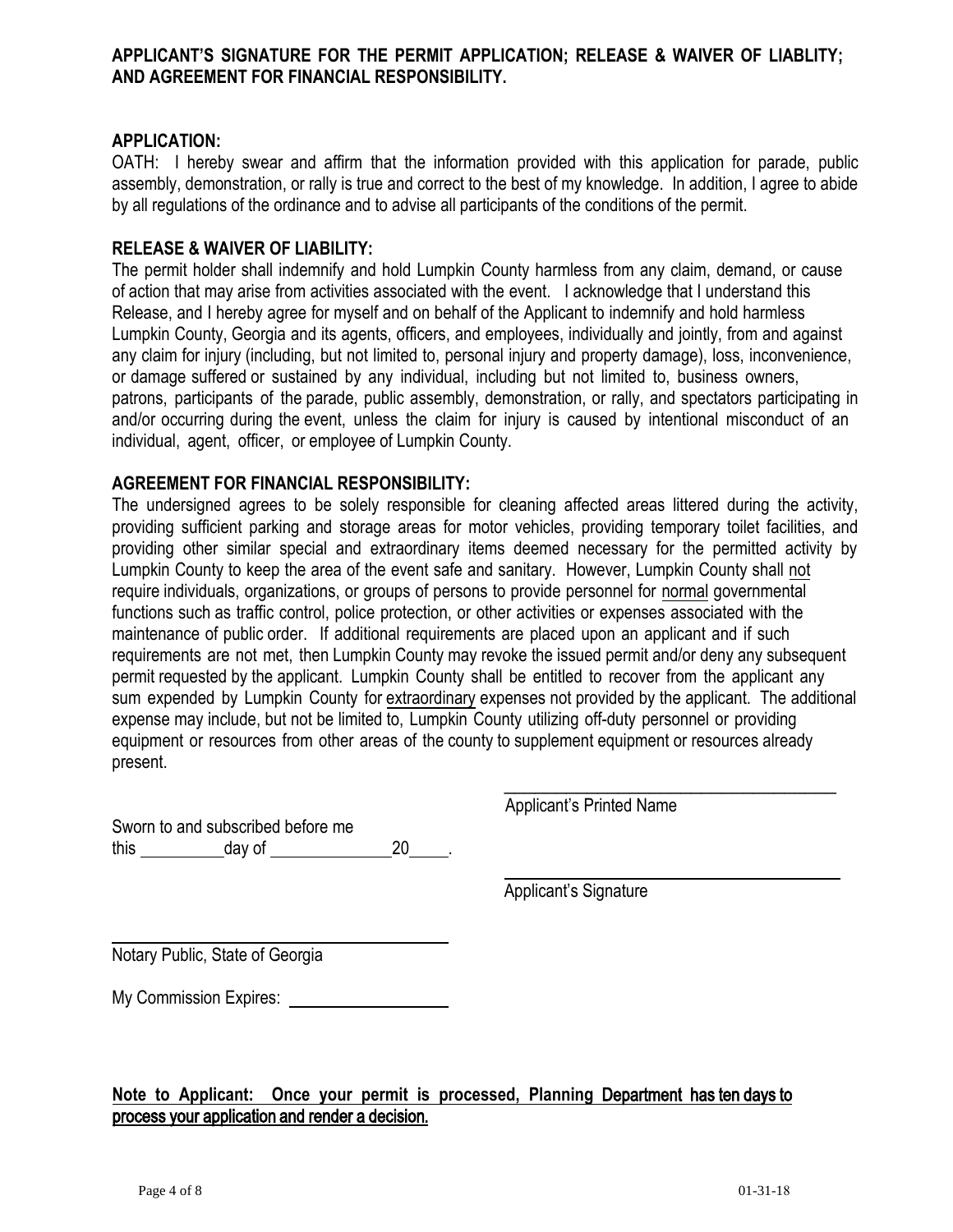**APPLICANT'S SIGNATURE FOR THE PERMIT APPLICATION; RELEASE & WAIVER OF LIABLITY; AND AGREEMENT FOR FINANCIAL RESPONSIBILITY.**

**APPLICATION:**

OATH: I hereby swear and affirm that the information provided with this application for parade, public assembly, demonstration, or rally is true and correct to the best of my knowledge. In addition, I agree to abide by all regulations of the ordinance and to advise all participants of the conditions of the permit.

**RELEASE & WAIVER OF LIABILITY:**

The permit holder shall indemnify and hold Lumpkin County harmless from any claim, demand, or cause of action that may arise from activities associated with the event. I acknowledge that I understand this Release, and I hereby agree for myself and on behalf of the Applicant to indemnify and hold harmless Lumpkin County, Georgia and its agents, officers, and employees, individually and jointly, from and against any claim for injury (including, but not limited to, personal injury and property damage), loss, inconvenience, or damage suffered or sustained by any individual, including but not limited to, business owners, patrons, participants of the parade, public assembly, demonstration, or rally, and spectators participating in and/or occurring during the event, unless the claim for injury is caused by intentional misconduct of an individual, agent, officer, or employee of Lumpkin County.

**AGREEMENT FOR FINANCIAL RESPONSIBILITY:**

The undersigned agrees to be solely responsible for cleaning affected areas littered during the activity, providing sufficient parking and storage areas for motor vehicles, providing temporary toilet facilities, and providing other similar special and extraordinary items deemed necessary for the permitted activity by Lumpkin County to keep the area of the event safe and sanitary. However, Lumpkin County shall not require individuals, organizations, or groups of persons to provide personnel for normal governmental functions such as traffic control, police protection, or other activities or expenses associated with the maintenance of public order. If additional requirements are placed upon an applicant and if such requirements are not met, then Lumpkin County may revoke the issued permit and/or deny any subsequent permit requested by the applicant. Lumpkin County shall be entitled to recover from the applicant any sum expended by Lumpkin County for extraordinary expenses not provided by the applicant. The additional expense may include, but not be limited to, Lumpkin County utilizing off-duty personnel or providing equipment or resources from other areas of the county to supplement equipment or resources already present.

\_\_\_\_\_\_\_\_\_\_\_\_\_\_\_\_\_\_\_\_\_\_\_\_\_\_\_\_\_\_\_\_\_\_\_\_\_\_
Applicant's Printed Name

Sworn to and subscribed before me
this \_\_\_\_\_\_\_\_\_\_ day of \_\_\_\_\_\_\_\_\_\_\_\_\_\_ 20\_\_\_\_\_.

\_\_\_\_\_\_\_\_\_\_\_\_\_\_\_\_\_\_\_\_\_\_\_\_\_\_\_\_\_\_\_\_\_\_\_\_\_\_
Applicant's Signature

\_\_\_\_\_\_\_\_\_\_\_\_\_\_\_\_\_\_\_\_\_\_\_\_\_\_\_\_\_\_\_\_\_\_\_\_\_\_
Notary Public, State of Georgia

My Commission Expires: \_\_\_\_\_\_\_\_\_\_\_\_\_\_\_\_\_\_\_\_

**Note to Applicant: Once your permit is processed, Planning Department has ten days to process your application and render a decision.**

01-31-18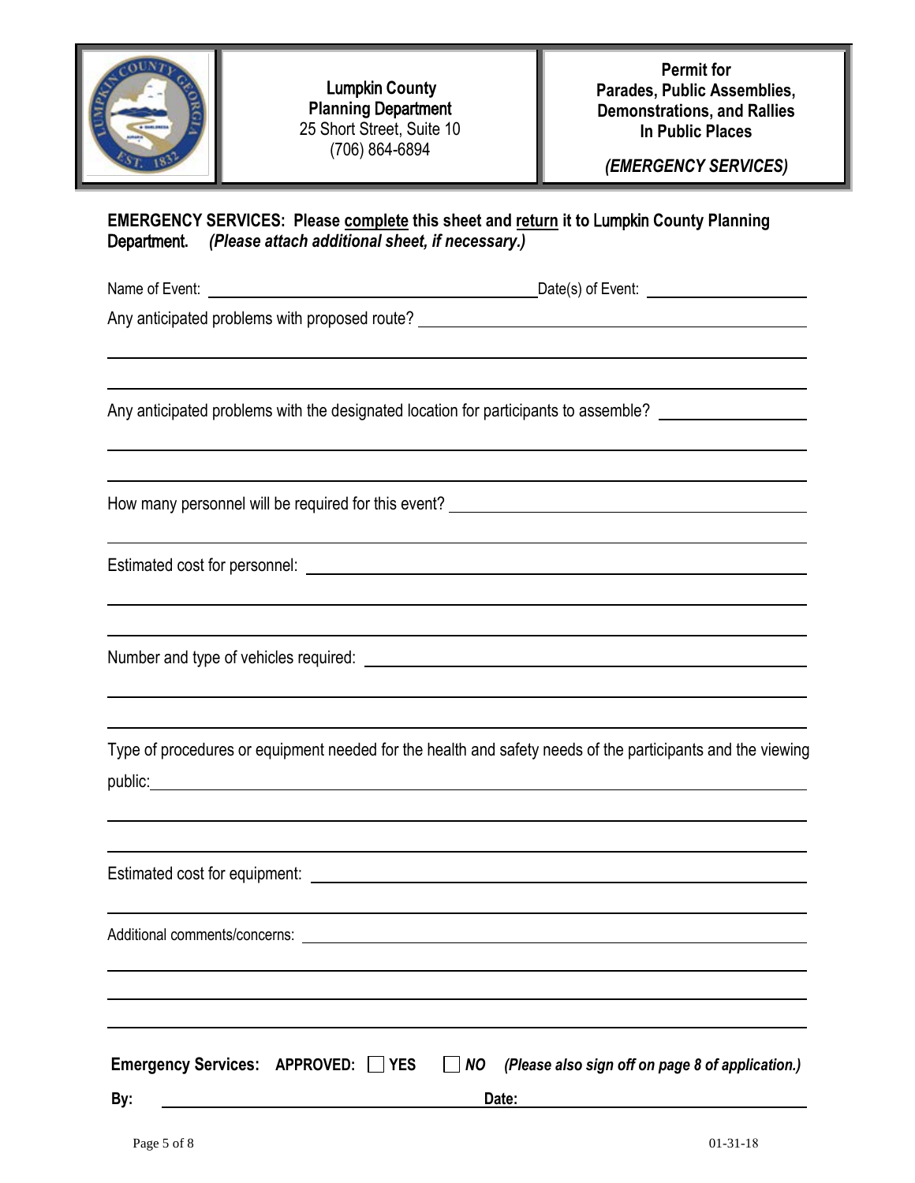| Lumpkin County Planning Department 25 Short Street, Suite 10 (706) 864-6894 | **Permit for Parades, Public Assemblies, Demonstrations, and Rallies In Public Places** *(EMERGENCY SERVICES)* |
|---|---|

**EMERGENCY SERVICES: Please complete this sheet and return it to Lumpkin County Planning Department.** ***(Please attach additional sheet, if necessary.)***

Name of Event: ______________________________ Date(s) of Event: ________________

Any anticipated problems with proposed route? ______________________________

______________________________

______________________________

Any anticipated problems with the designated location for participants to assemble? ________________

______________________________

______________________________

How many personnel will be required for this event? ______________________________

______________________________

Estimated cost for personnel: ______________________________

______________________________

______________________________

Number and type of vehicles required: ______________________________

______________________________

______________________________

Type of procedures or equipment needed for the health and safety needs of the participants and the viewing public: ______________________________

______________________________

______________________________

Estimated cost for equipment: ______________________________

______________________________

Additional comments/concerns: ______________________________

______________________________

______________________________

______________________________

**Emergency Services: APPROVED:** ☐ **YES** ☐ ***NO*** ***(Please also sign off on page 8 of application.)***

**By:** ______________________________ **Date:** ______________________________

01-31-18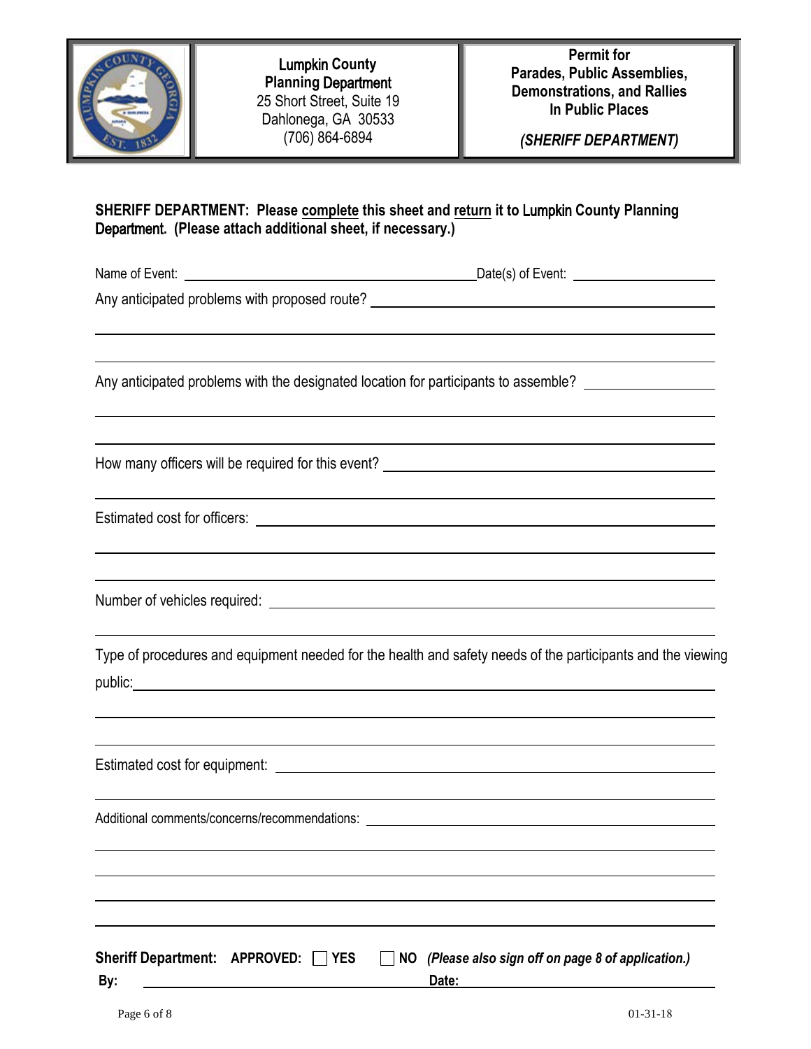**Lumpkin County**
**Planning Department**
25 Short Street, Suite 19
Dahlonega, GA 30533
(706) 864-6894

**Permit for**
**Parades, Public Assemblies, Demonstrations, and Rallies In Public Places**

***(SHERIFF DEPARTMENT)***

**SHERIFF DEPARTMENT: Please complete this sheet and return it to Lumpkin County Planning Department. (Please attach additional sheet, if necessary.)**

Name of Event: ______________________________ Date(s) of Event: ______________

Any anticipated problems with proposed route? ______________________________

______________________________________________________________________

______________________________________________________________________

Any anticipated problems with the designated location for participants to assemble? ______________

______________________________________________________________________

______________________________________________________________________

How many officers will be required for this event? ______________________________

______________________________________________________________________

Estimated cost for officers: ______________________________________________

______________________________________________________________________

______________________________________________________________________

Number of vehicles required: ______________________________________________

______________________________________________________________________

Type of procedures and equipment needed for the health and safety needs of the participants and the viewing public: ______________________________________________

______________________________________________________________________

______________________________________________________________________

Estimated cost for equipment: ______________________________________________

______________________________________________________________________

Additional comments/concerns/recommendations: ______________________________

______________________________________________________________________

______________________________________________________________________

______________________________________________________________________

______________________________________________________________________

**Sheriff Department: APPROVED:** ☐ **YES** ☐ **NO** ***(Please also sign off on page 8 of application.)***

**By:** ______________________________ **Date:** ______________________________

01-31-18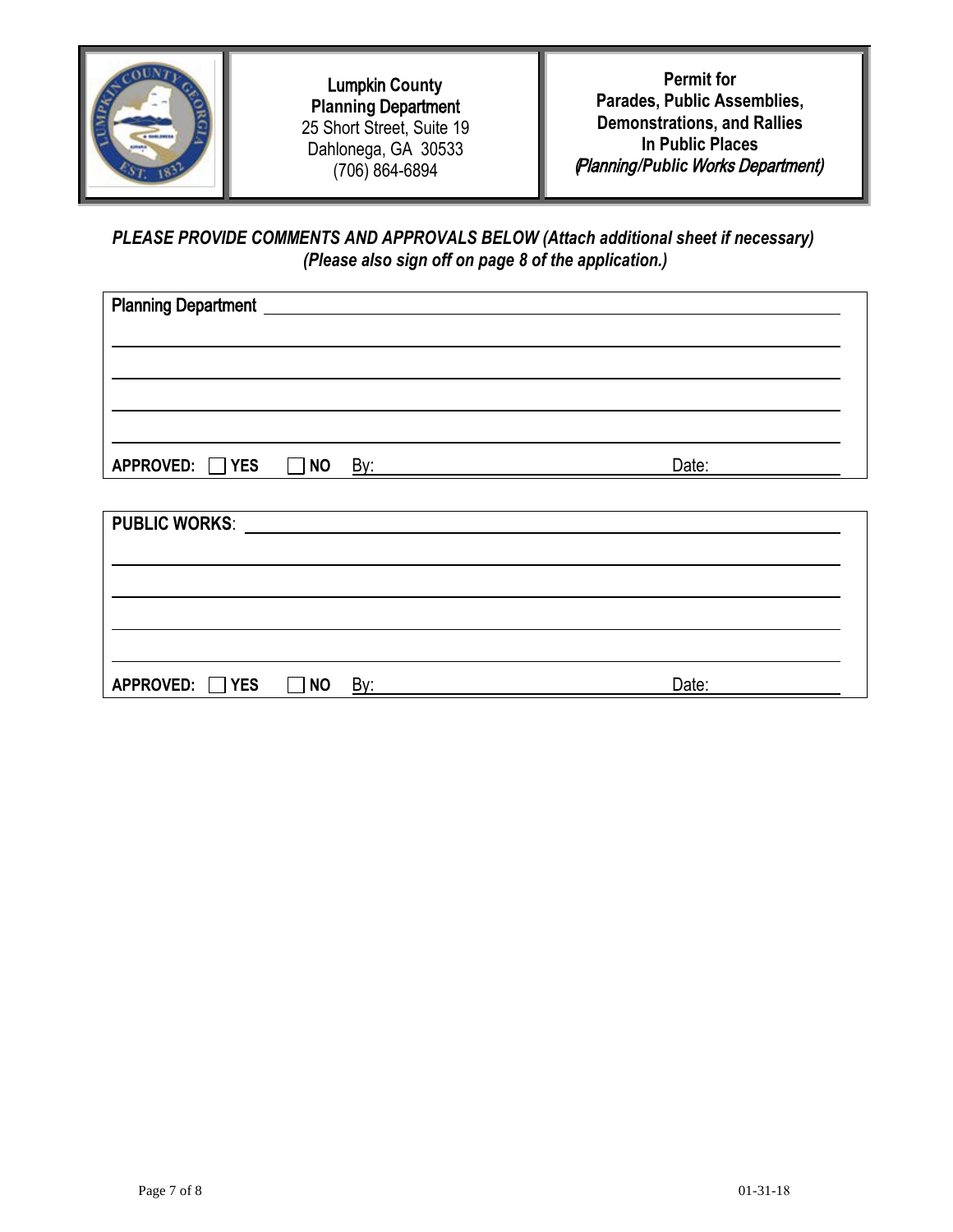| Lumpkin County Planning Department<br>25 Short Street, Suite 19<br>Dahlonega, GA 30533<br>(706) 864-6894 | **Permit for Parades, Public Assemblies, Demonstrations, and Rallies In Public Places**<br>*(Planning/Public Works Department)* |
|---|---|

***PLEASE PROVIDE COMMENTS AND APPROVALS BELOW (Attach additional sheet if necessary)***
***(Please also sign off on page 8 of the application.)***

Planning Department ______________________________________________

______________________________________________

______________________________________________

______________________________________________

______________________________________________

**APPROVED:** ☐ **YES** ☐ **NO** By: ______________________ Date: __________

**PUBLIC WORKS**: ______________________________________________

______________________________________________

______________________________________________

______________________________________________

______________________________________________

**APPROVED:** ☐ **YES** ☐ **NO** By: ______________________ Date: __________

01-31-18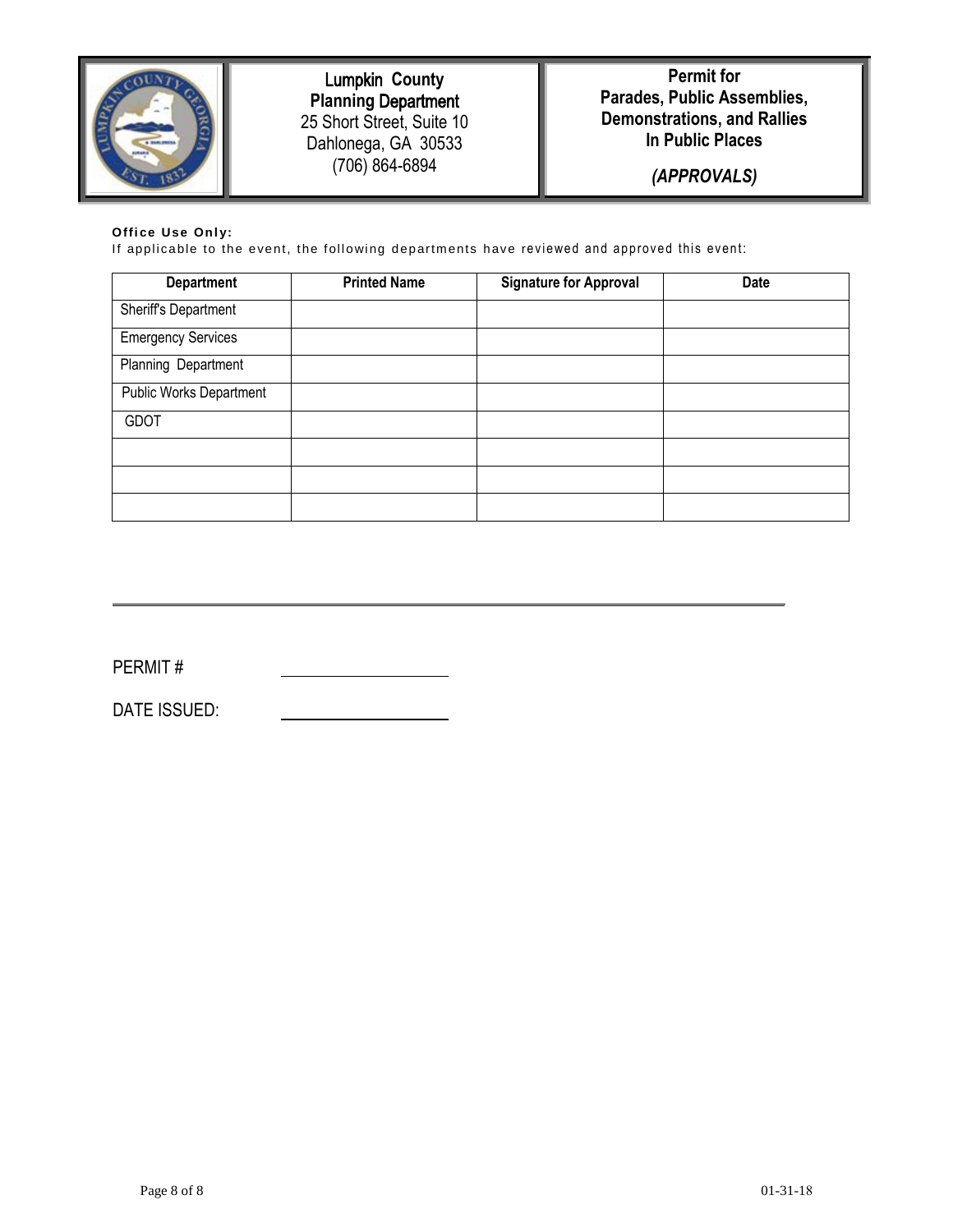| Lumpkin County Planning Department<br>25 Short Street, Suite 10<br>Dahlonega, GA 30533<br>(706) 864-6894 | **Permit for Parades, Public Assemblies, Demonstrations, and Rallies In Public Places**<br>***(APPROVALS)*** |
|---|---|

**Office Use Only:**

If applicable to the event, the following departments have reviewed and approved this event:

| Department | Printed Name | Signature for Approval | Date |
|---|---|---|---|
| Sheriff's Department | | | |
| Emergency Services | | | |
| Planning Department | | | |
| Public Works Department | | | |
| GDOT | | | |
| | | | |
| | | | |
| | | | |

---

PERMIT # ____________________

DATE ISSUED: ____________________

01-31-18